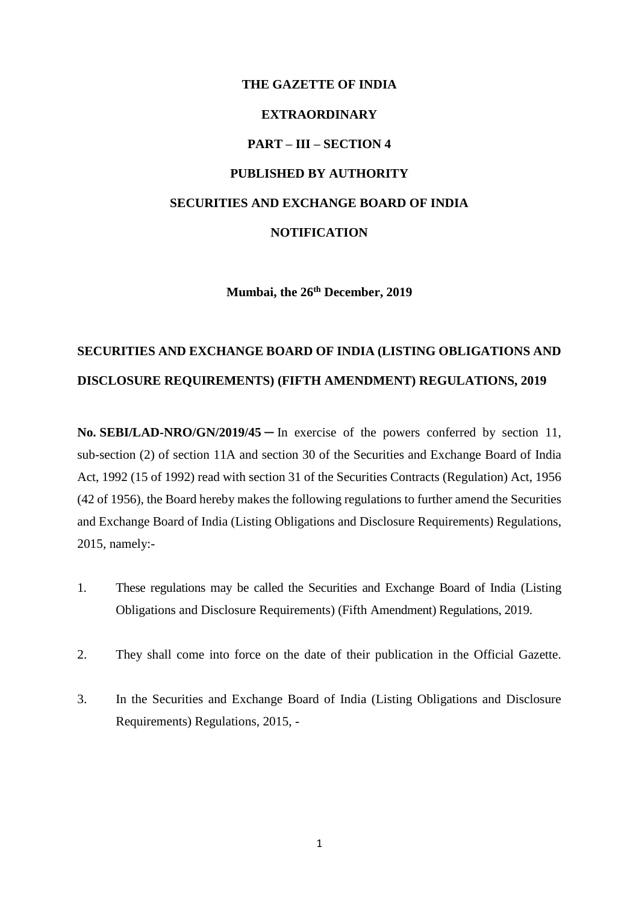**THE GAZETTE OF INDIA**

**EXTRAORDINARY**

**PART – III – SECTION 4**

**PUBLISHED BY AUTHORITY**

**SECURITIES AND EXCHANGE BOARD OF INDIA**

**NOTIFICATION**

**Mumbai, the 26th December, 2019**

## SECURITIES AND EXCHANGE BOARD OF INDIA (LISTING OBLIGATIONS AND DISCLOSURE REQUIREMENTS) (FIFTH AMENDMENT) REGULATIONS, 2019

**No. SEBI/LAD-NRO/GN/2019/45 ─** In exercise of the powers conferred by section 11, sub-section (2) of section 11A and section 30 of the Securities and Exchange Board of India Act, 1992 (15 of 1992) read with section 31 of the Securities Contracts (Regulation) Act, 1956 (42 of 1956), the Board hereby makes the following regulations to further amend the Securities and Exchange Board of India (Listing Obligations and Disclosure Requirements) Regulations, 2015, namely:-

1. These regulations may be called the Securities and Exchange Board of India (Listing Obligations and Disclosure Requirements) (Fifth Amendment) Regulations, 2019.

2. They shall come into force on the date of their publication in the Official Gazette.

3. In the Securities and Exchange Board of India (Listing Obligations and Disclosure Requirements) Regulations, 2015, -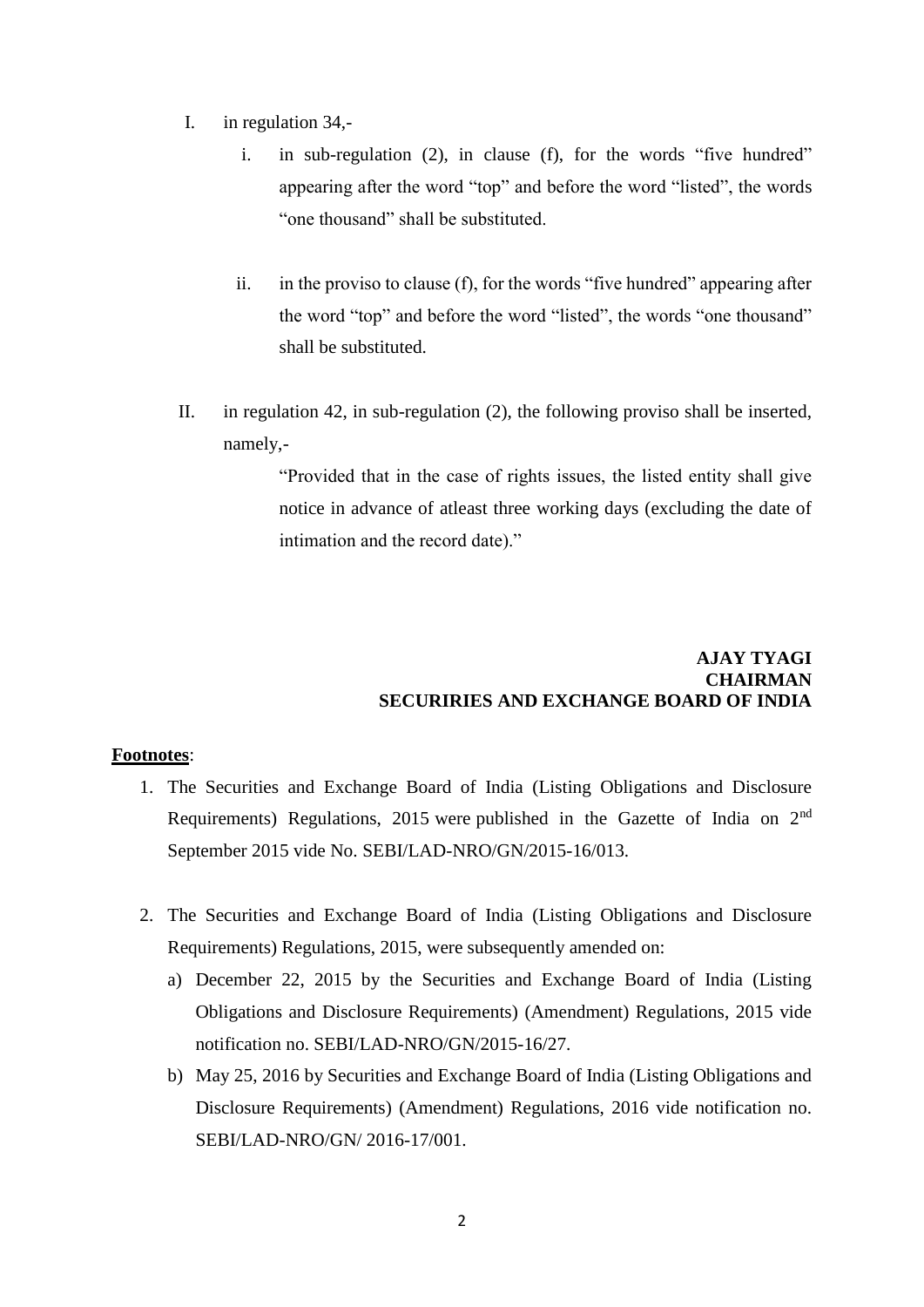I. in regulation 34,-

   i. in sub-regulation (2), in clause (f), for the words “five hundred” appearing after the word “top” and before the word “listed”, the words “one thousand” shall be substituted.

   ii. in the proviso to clause (f), for the words “five hundred” appearing after the word “top” and before the word “listed”, the words “one thousand” shall be substituted.

II. in regulation 42, in sub-regulation (2), the following proviso shall be inserted, namely,-

> “Provided that in the case of rights issues, the listed entity shall give notice in advance of atleast three working days (excluding the date of intimation and the record date).”

**AJAY TYAGI**
**CHAIRMAN**
**SECURIRIES AND EXCHANGE BOARD OF INDIA**

**Footnotes**:

1. The Securities and Exchange Board of India (Listing Obligations and Disclosure Requirements) Regulations, 2015 were published in the Gazette of India on 2nd September 2015 vide No. SEBI/LAD-NRO/GN/2015-16/013.

2. The Securities and Exchange Board of India (Listing Obligations and Disclosure Requirements) Regulations, 2015, were subsequently amended on:
   a) December 22, 2015 by the Securities and Exchange Board of India (Listing Obligations and Disclosure Requirements) (Amendment) Regulations, 2015 vide notification no. SEBI/LAD-NRO/GN/2015-16/27.
   b) May 25, 2016 by Securities and Exchange Board of India (Listing Obligations and Disclosure Requirements) (Amendment) Regulations, 2016 vide notification no. SEBI/LAD-NRO/GN/ 2016-17/001.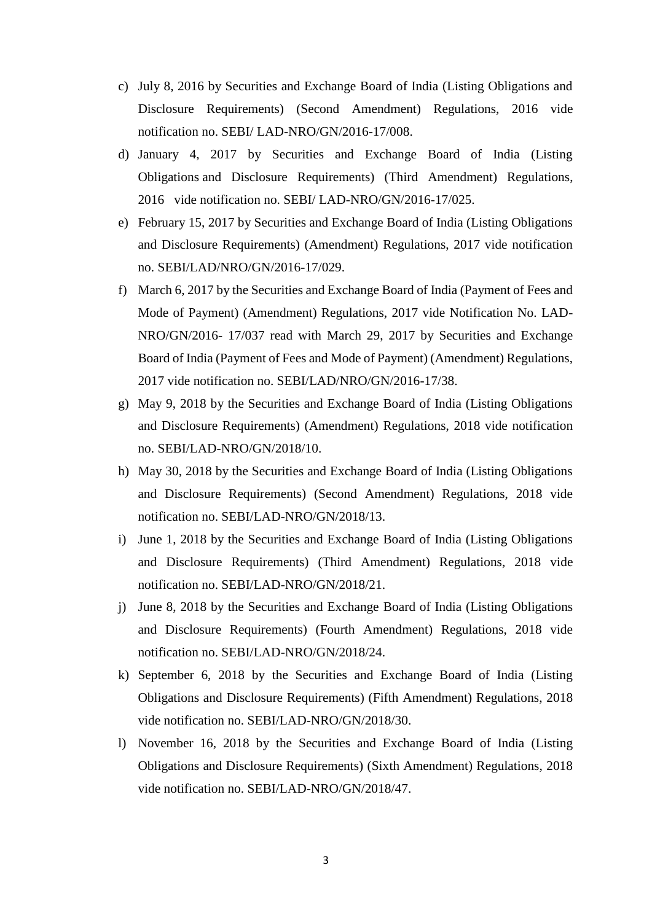c) July 8, 2016 by Securities and Exchange Board of India (Listing Obligations and Disclosure Requirements) (Second Amendment) Regulations, 2016 vide notification no. SEBI/ LAD-NRO/GN/2016-17/008.

d) January 4, 2017 by Securities and Exchange Board of India (Listing Obligations and Disclosure Requirements) (Third Amendment) Regulations, 2016 vide notification no. SEBI/ LAD-NRO/GN/2016-17/025.

e) February 15, 2017 by Securities and Exchange Board of India (Listing Obligations and Disclosure Requirements) (Amendment) Regulations, 2017 vide notification no. SEBI/LAD/NRO/GN/2016-17/029.

f) March 6, 2017 by the Securities and Exchange Board of India (Payment of Fees and Mode of Payment) (Amendment) Regulations, 2017 vide Notification No. LAD-NRO/GN/2016- 17/037 read with March 29, 2017 by Securities and Exchange Board of India (Payment of Fees and Mode of Payment) (Amendment) Regulations, 2017 vide notification no. SEBI/LAD/NRO/GN/2016-17/38.

g) May 9, 2018 by the Securities and Exchange Board of India (Listing Obligations and Disclosure Requirements) (Amendment) Regulations, 2018 vide notification no. SEBI/LAD-NRO/GN/2018/10.

h) May 30, 2018 by the Securities and Exchange Board of India (Listing Obligations and Disclosure Requirements) (Second Amendment) Regulations, 2018 vide notification no. SEBI/LAD-NRO/GN/2018/13.

i) June 1, 2018 by the Securities and Exchange Board of India (Listing Obligations and Disclosure Requirements) (Third Amendment) Regulations, 2018 vide notification no. SEBI/LAD-NRO/GN/2018/21.

j) June 8, 2018 by the Securities and Exchange Board of India (Listing Obligations and Disclosure Requirements) (Fourth Amendment) Regulations, 2018 vide notification no. SEBI/LAD-NRO/GN/2018/24.

k) September 6, 2018 by the Securities and Exchange Board of India (Listing Obligations and Disclosure Requirements) (Fifth Amendment) Regulations, 2018 vide notification no. SEBI/LAD-NRO/GN/2018/30.

l) November 16, 2018 by the Securities and Exchange Board of India (Listing Obligations and Disclosure Requirements) (Sixth Amendment) Regulations, 2018 vide notification no. SEBI/LAD-NRO/GN/2018/47.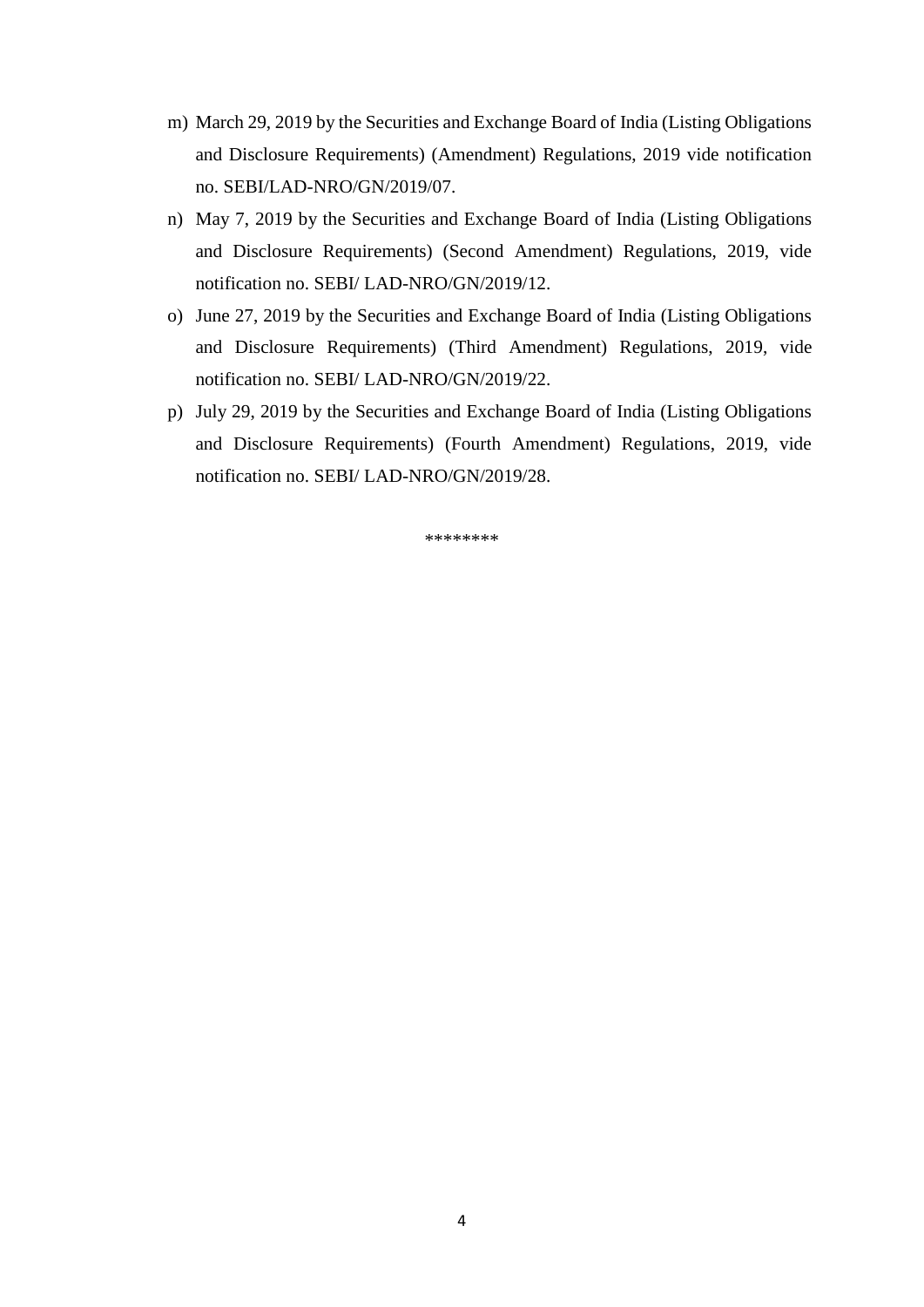m) March 29, 2019 by the Securities and Exchange Board of India (Listing Obligations and Disclosure Requirements) (Amendment) Regulations, 2019 vide notification no. SEBI/LAD-NRO/GN/2019/07.

n) May 7, 2019 by the Securities and Exchange Board of India (Listing Obligations and Disclosure Requirements) (Second Amendment) Regulations, 2019, vide notification no. SEBI/ LAD-NRO/GN/2019/12.

o) June 27, 2019 by the Securities and Exchange Board of India (Listing Obligations and Disclosure Requirements) (Third Amendment) Regulations, 2019, vide notification no. SEBI/ LAD-NRO/GN/2019/22.

p) July 29, 2019 by the Securities and Exchange Board of India (Listing Obligations and Disclosure Requirements) (Fourth Amendment) Regulations, 2019, vide notification no. SEBI/ LAD-NRO/GN/2019/28.

********